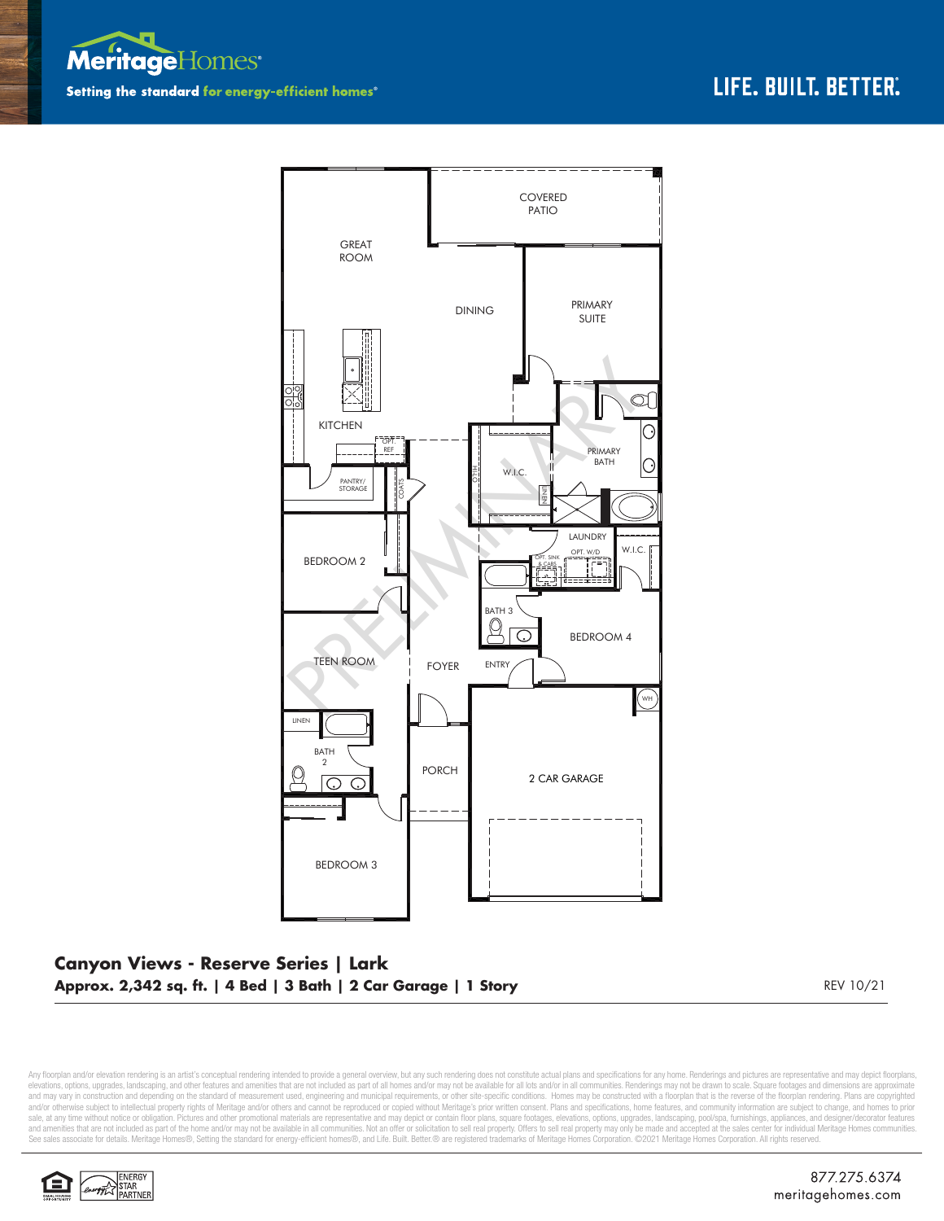MeritageHomes®

Setting the standard for energy-efficient homes®

LIFE. BUILT. BETTER.®

COVERED PATIO

GREAT ROOM

DINING

PRIMARY SUITE

KITCHEN

OPT. REF

PANTRY/ STORAGE

COATS

W.I.C.

LINEN

PRIMARY BATH

LAUNDRY

OPT. W/D

OPT. SINK & CABS

W.I.C.

BEDROOM 2

BATH 3

BEDROOM 4

TEEN ROOM

FOYER

ENTRY

WH

LINEN

BATH 2

PORCH

2 CAR GARAGE

BEDROOM 3

PRELIMINARY

## Canyon Views - Reserve Series | Lark

**Approx. 2,342 sq. ft. | 4 Bed | 3 Bath | 2 Car Garage | 1 Story**

REV 10/21

Any floorplan and/or elevation rendering is an artist's conceptual rendering intended to provide a general overview, but any such rendering does not constitute actual plans and specifications for any home. Renderings and pictures are representative and may depict floorplans, elevations, options, upgrades, landscaping, and other features and amenities that are not included as part of all homes and/or may not be available for all lots and/or in all communities. Renderings may not be drawn to scale. Square footages and dimensions are approximate and may vary in construction and depending on the standard of measurement used, engineering and municipal requirements, or other site-specific conditions. Homes may be constructed with a floorplan that is the reverse of the floorplan rendering. Plans are copyrighted and/or otherwise subject to intellectual property rights of Meritage and/or others and cannot be reproduced or copied without Meritage's prior written consent. Plans and specifications, home features, and community information are subject to change, and homes to prior sale, at any time without notice or obligation. Pictures and other promotional materials are representative and may depict or contain floor plans, square footages, elevations, options, upgrades, landscaping, pool/spa, furnishings, appliances, and designer/decorator features and amenities that are not included as part of the home and/or may not be available in all communities. Not an offer or solicitation to sell real property. Offers to sell real property may only be made and accepted at the sales center for individual Meritage Homes communities. See sales associate for details. Meritage Homes®, Setting the standard for energy-efficient homes®, and Life. Built. Better.® are registered trademarks of Meritage Homes Corporation. ©2021 Meritage Homes Corporation. All rights reserved.

ENERGY STAR PARTNER

877.275.6374
meritagehomes.com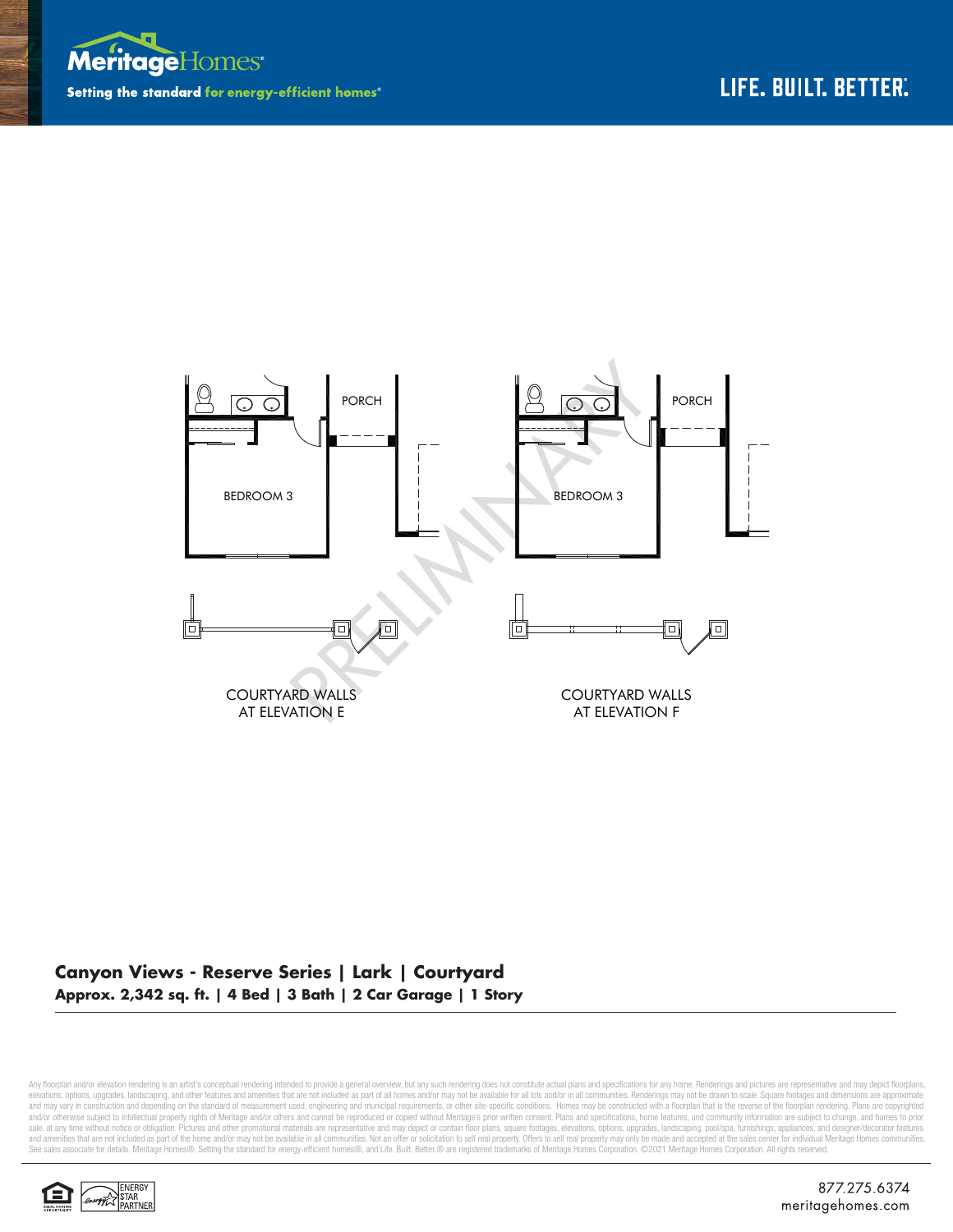BEDROOM 3

PORCH

BEDROOM 3

PORCH

PRELIMINARY

COURTYARD WALLS
AT ELEVATION E

COURTYARD WALLS
AT ELEVATION F

**Canyon Views - Reserve Series | Lark | Courtyard**

**Approx. 2,342 sq. ft. | 4 Bed | 3 Bath | 2 Car Garage | 1 Story**

Any floorplan and/or elevation rendering is an artist's conceptual rendering intended to provide a general overview, but any such rendering does not constitute actual plans and specifications for any home. Renderings and pictures are representative and may depict floorplans, elevations, options, upgrades, landscaping, and other features and amenities that are not included as part of all homes and/or may not be available for all lots and/or in all communities. Renderings may not be drawn to scale. Square footages and dimensions are approximate and may vary in construction and depending on the standard of measurement used, engineering and municipal requirements, or other site-specific conditions. Homes may be constructed with a floorplan that is the reverse of the floorplan rendering. Plans are copyrighted and/or otherwise subject to intellectual property rights of Meritage and/or others and cannot be reproduced or copied without Meritage's prior written consent. Plans and specifications, home features, and community information are subject to change, and homes to prior sale, at any time without notice or obligation. Pictures and other promotional materials are representative and may depict or contain floor plans, square footages, elevations, options, upgrades, landscaping, pool/spa, furnishings, appliances, and designer/decorator features and amenities that are not included as part of the home and/or may not be available in all communities. Not an offer or solicitation to sell real property. Offers to sell real property may only be made and accepted at the sales center for individual Meritage Homes communities. See sales associate for details. Meritage Homes®, Setting the standard for energy-efficient homes®, and Life. Built. Better.® are registered trademarks of Meritage Homes Corporation. ©2021 Meritage Homes Corporation. All rights reserved.

877.275.6374
meritagehomes.com